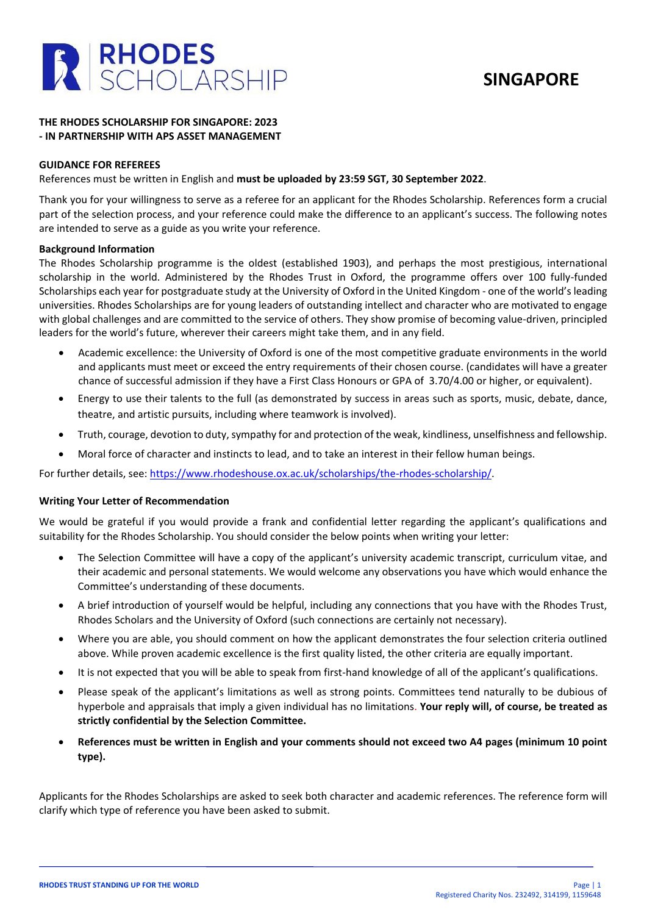RHODES SCHOLARSHIP

# SINGAPORE

**THE RHODES SCHOLARSHIP FOR SINGAPORE: 2023**
**- IN PARTNERSHIP WITH APS ASSET MANAGEMENT**

**GUIDANCE FOR REFEREES**

References must be written in English and **must be uploaded by 23:59 SGT, 30 September 2022**.

Thank you for your willingness to serve as a referee for an applicant for the Rhodes Scholarship. References form a crucial part of the selection process, and your reference could make the difference to an applicant's success. The following notes are intended to serve as a guide as you write your reference.

**Background Information**

The Rhodes Scholarship programme is the oldest (established 1903), and perhaps the most prestigious, international scholarship in the world. Administered by the Rhodes Trust in Oxford, the programme offers over 100 fully-funded Scholarships each year for postgraduate study at the University of Oxford in the United Kingdom - one of the world's leading universities. Rhodes Scholarships are for young leaders of outstanding intellect and character who are motivated to engage with global challenges and are committed to the service of others. They show promise of becoming value-driven, principled leaders for the world's future, wherever their careers might take them, and in any field.

- Academic excellence: the University of Oxford is one of the most competitive graduate environments in the world and applicants must meet or exceed the entry requirements of their chosen course. (candidates will have a greater chance of successful admission if they have a First Class Honours or GPA of 3.70/4.00 or higher, or equivalent).
- Energy to use their talents to the full (as demonstrated by success in areas such as sports, music, debate, dance, theatre, and artistic pursuits, including where teamwork is involved).
- Truth, courage, devotion to duty, sympathy for and protection of the weak, kindliness, unselfishness and fellowship.
- Moral force of character and instincts to lead, and to take an interest in their fellow human beings.

For further details, see: https://www.rhodeshouse.ox.ac.uk/scholarships/the-rhodes-scholarship/.

**Writing Your Letter of Recommendation**

We would be grateful if you would provide a frank and confidential letter regarding the applicant's qualifications and suitability for the Rhodes Scholarship. You should consider the below points when writing your letter:

- The Selection Committee will have a copy of the applicant's university academic transcript, curriculum vitae, and their academic and personal statements. We would welcome any observations you have which would enhance the Committee's understanding of these documents.
- A brief introduction of yourself would be helpful, including any connections that you have with the Rhodes Trust, Rhodes Scholars and the University of Oxford (such connections are certainly not necessary).
- Where you are able, you should comment on how the applicant demonstrates the four selection criteria outlined above. While proven academic excellence is the first quality listed, the other criteria are equally important.
- It is not expected that you will be able to speak from first-hand knowledge of all of the applicant's qualifications.
- Please speak of the applicant's limitations as well as strong points. Committees tend naturally to be dubious of hyperbole and appraisals that imply a given individual has no limitations. **Your reply will, of course, be treated as strictly confidential by the Selection Committee.**
- **References must be written in English and your comments should not exceed two A4 pages (minimum 10 point type).**

Applicants for the Rhodes Scholarships are asked to seek both character and academic references. The reference form will clarify which type of reference you have been asked to submit.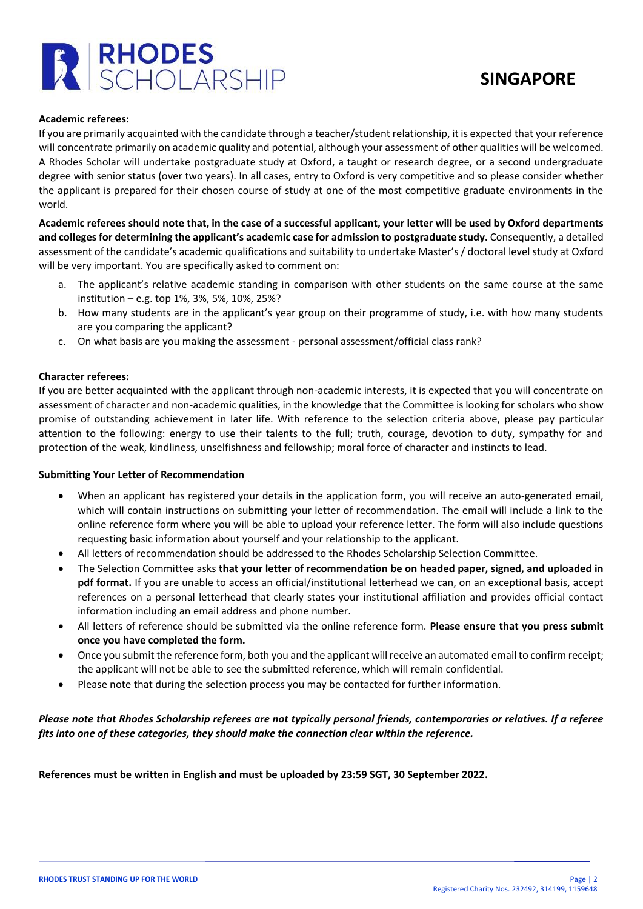**Academic referees:**

If you are primarily acquainted with the candidate through a teacher/student relationship, it is expected that your reference will concentrate primarily on academic quality and potential, although your assessment of other qualities will be welcomed. A Rhodes Scholar will undertake postgraduate study at Oxford, a taught or research degree, or a second undergraduate degree with senior status (over two years). In all cases, entry to Oxford is very competitive and so please consider whether the applicant is prepared for their chosen course of study at one of the most competitive graduate environments in the world.

**Academic referees should note that, in the case of a successful applicant, your letter will be used by Oxford departments and colleges for determining the applicant's academic case for admission to postgraduate study.** Consequently, a detailed assessment of the candidate's academic qualifications and suitability to undertake Master's / doctoral level study at Oxford will be very important. You are specifically asked to comment on:

a. The applicant's relative academic standing in comparison with other students on the same course at the same institution – e.g. top 1%, 3%, 5%, 10%, 25%?
b. How many students are in the applicant's year group on their programme of study, i.e. with how many students are you comparing the applicant?
c. On what basis are you making the assessment - personal assessment/official class rank?

**Character referees:**

If you are better acquainted with the applicant through non-academic interests, it is expected that you will concentrate on assessment of character and non-academic qualities, in the knowledge that the Committee is looking for scholars who show promise of outstanding achievement in later life. With reference to the selection criteria above, please pay particular attention to the following: energy to use their talents to the full; truth, courage, devotion to duty, sympathy for and protection of the weak, kindliness, unselfishness and fellowship; moral force of character and instincts to lead.

**Submitting Your Letter of Recommendation**

- When an applicant has registered your details in the application form, you will receive an auto-generated email, which will contain instructions on submitting your letter of recommendation. The email will include a link to the online reference form where you will be able to upload your reference letter. The form will also include questions requesting basic information about yourself and your relationship to the applicant.
- All letters of recommendation should be addressed to the Rhodes Scholarship Selection Committee.
- The Selection Committee asks **that your letter of recommendation be on headed paper, signed, and uploaded in pdf format.** If you are unable to access an official/institutional letterhead we can, on an exceptional basis, accept references on a personal letterhead that clearly states your institutional affiliation and provides official contact information including an email address and phone number.
- All letters of reference should be submitted via the online reference form. **Please ensure that you press submit once you have completed the form.**
- Once you submit the reference form, both you and the applicant will receive an automated email to confirm receipt; the applicant will not be able to see the submitted reference, which will remain confidential.
- Please note that during the selection process you may be contacted for further information.

***Please note that Rhodes Scholarship referees are not typically personal friends, contemporaries or relatives. If a referee fits into one of these categories, they should make the connection clear within the reference.***

**References must be written in English and must be uploaded by 23:59 SGT, 30 September 2022.**